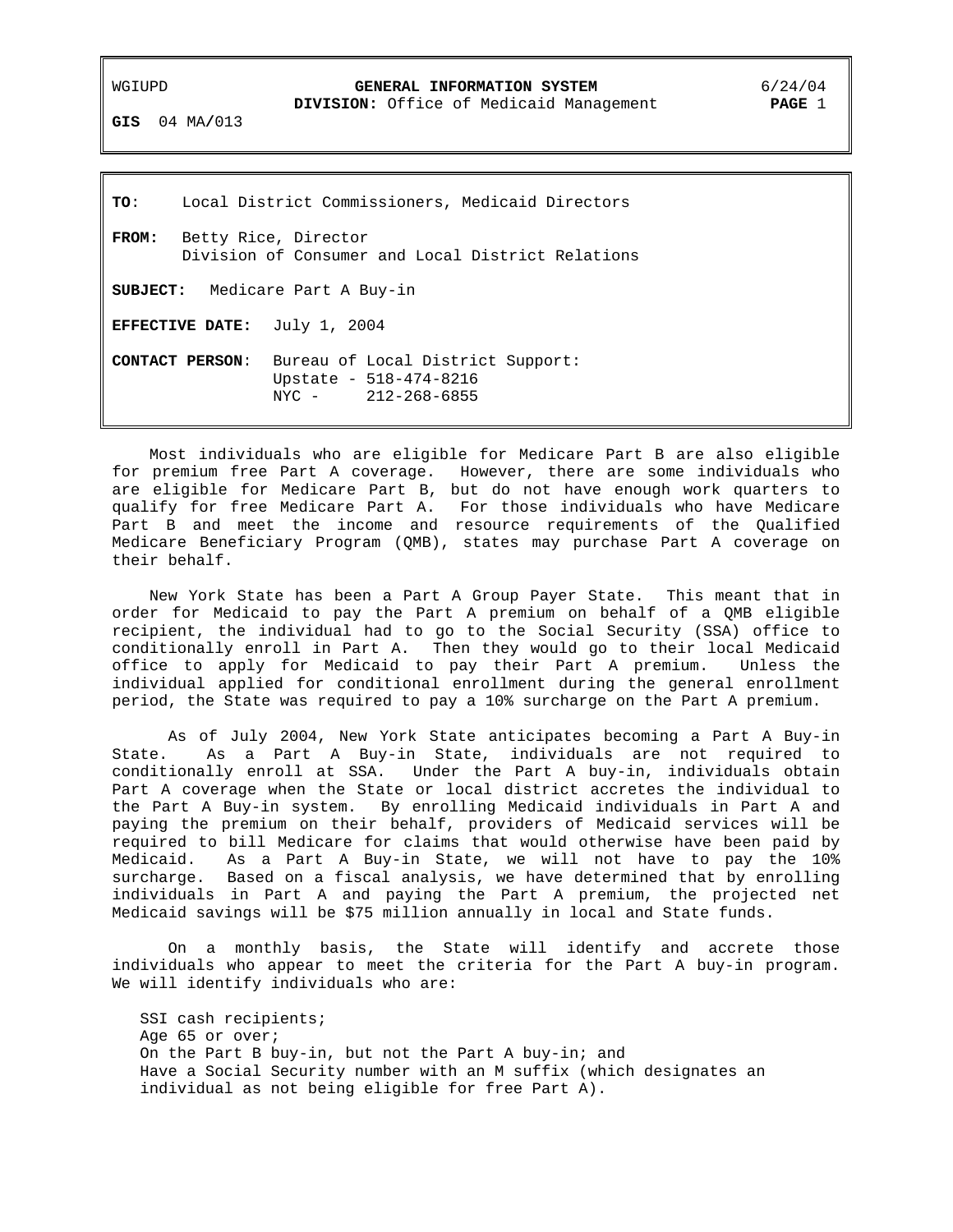WGIUPD **GENERAL INFORMATION SYSTEM** 6/24/04

**DIVISION:** Office of Medicaid Management

**GIS** 04 MA/013

**TO**: Local District Commissioners, Medicaid Directors

**FROM:** Betty Rice, Director
Division of Consumer and Local District Relations

**SUBJECT:** Medicare Part A Buy-in

**EFFECTIVE DATE:** July 1, 2004

**CONTACT PERSON**: Bureau of Local District Support:
Upstate - 518-474-8216
NYC - 212-268-6855

Most individuals who are eligible for Medicare Part B are also eligible for premium free Part A coverage. However, there are some individuals who are eligible for Medicare Part B, but do not have enough work quarters to qualify for free Medicare Part A. For those individuals who have Medicare Part B and meet the income and resource requirements of the Qualified Medicare Beneficiary Program (QMB), states may purchase Part A coverage on their behalf.

New York State has been a Part A Group Payer State. This meant that in order for Medicaid to pay the Part A premium on behalf of a QMB eligible recipient, the individual had to go to the Social Security (SSA) office to conditionally enroll in Part A. Then they would go to their local Medicaid office to apply for Medicaid to pay their Part A premium. Unless the individual applied for conditional enrollment during the general enrollment period, the State was required to pay a 10% surcharge on the Part A premium.

As of July 2004, New York State anticipates becoming a Part A Buy-in State. As a Part A Buy-in State, individuals are not required to conditionally enroll at SSA. Under the Part A buy-in, individuals obtain Part A coverage when the State or local district accretes the individual to the Part A Buy-in system. By enrolling Medicaid individuals in Part A and paying the premium on their behalf, providers of Medicaid services will be required to bill Medicare for claims that would otherwise have been paid by Medicaid. As a Part A Buy-in State, we will not have to pay the 10% surcharge. Based on a fiscal analysis, we have determined that by enrolling individuals in Part A and paying the Part A premium, the projected net Medicaid savings will be $75 million annually in local and State funds.

On a monthly basis, the State will identify and accrete those individuals who appear to meet the criteria for the Part A buy-in program. We will identify individuals who are:

SSI cash recipients;
Age 65 or over;
On the Part B buy-in, but not the Part A buy-in; and
Have a Social Security number with an M suffix (which designates an individual as not being eligible for free Part A).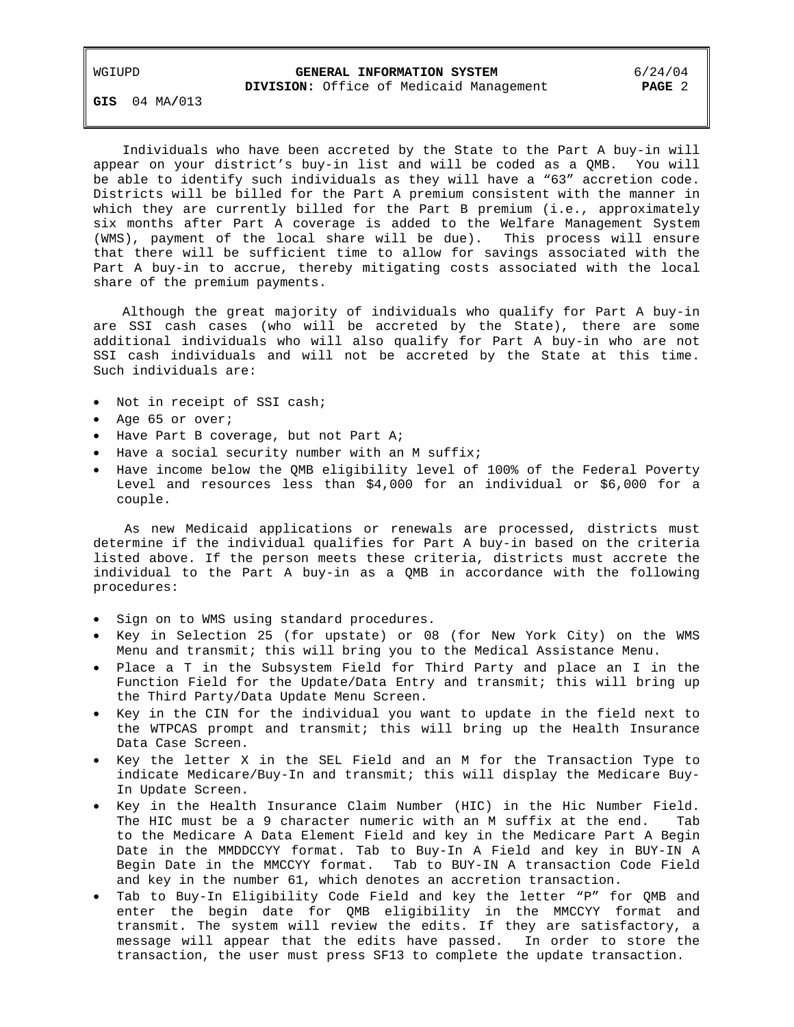Individuals who have been accreted by the State to the Part A buy-in will appear on your district's buy-in list and will be coded as a QMB. You will be able to identify such individuals as they will have a "63" accretion code. Districts will be billed for the Part A premium consistent with the manner in which they are currently billed for the Part B premium (i.e., approximately six months after Part A coverage is added to the Welfare Management System (WMS), payment of the local share will be due). This process will ensure that there will be sufficient time to allow for savings associated with the Part A buy-in to accrue, thereby mitigating costs associated with the local share of the premium payments.

Although the great majority of individuals who qualify for Part A buy-in are SSI cash cases (who will be accreted by the State), there are some additional individuals who will also qualify for Part A buy-in who are not SSI cash individuals and will not be accreted by the State at this time. Such individuals are:

- Not in receipt of SSI cash;
- Age 65 or over;
- Have Part B coverage, but not Part A;
- Have a social security number with an M suffix;
- Have income below the QMB eligibility level of 100% of the Federal Poverty Level and resources less than $4,000 for an individual or $6,000 for a couple.

As new Medicaid applications or renewals are processed, districts must determine if the individual qualifies for Part A buy-in based on the criteria listed above. If the person meets these criteria, districts must accrete the individual to the Part A buy-in as a QMB in accordance with the following procedures:

- Sign on to WMS using standard procedures.
- Key in Selection 25 (for upstate) or 08 (for New York City) on the WMS Menu and transmit; this will bring you to the Medical Assistance Menu.
- Place a T in the Subsystem Field for Third Party and place an I in the Function Field for the Update/Data Entry and transmit; this will bring up the Third Party/Data Update Menu Screen.
- Key in the CIN for the individual you want to update in the field next to the WTPCAS prompt and transmit; this will bring up the Health Insurance Data Case Screen.
- Key the letter X in the SEL Field and an M for the Transaction Type to indicate Medicare/Buy-In and transmit; this will display the Medicare Buy-In Update Screen.
- Key in the Health Insurance Claim Number (HIC) in the Hic Number Field. The HIC must be a 9 character numeric with an M suffix at the end. Tab to the Medicare A Data Element Field and key in the Medicare Part A Begin Date in the MMDDCCYY format. Tab to Buy-In A Field and key in BUY-IN A Begin Date in the MMCCYY format. Tab to BUY-IN A transaction Code Field and key in the number 61, which denotes an accretion transaction.
- Tab to Buy-In Eligibility Code Field and key the letter "P" for QMB and enter the begin date for QMB eligibility in the MMCCYY format and transmit. The system will review the edits. If they are satisfactory, a message will appear that the edits have passed. In order to store the transaction, the user must press SF13 to complete the update transaction.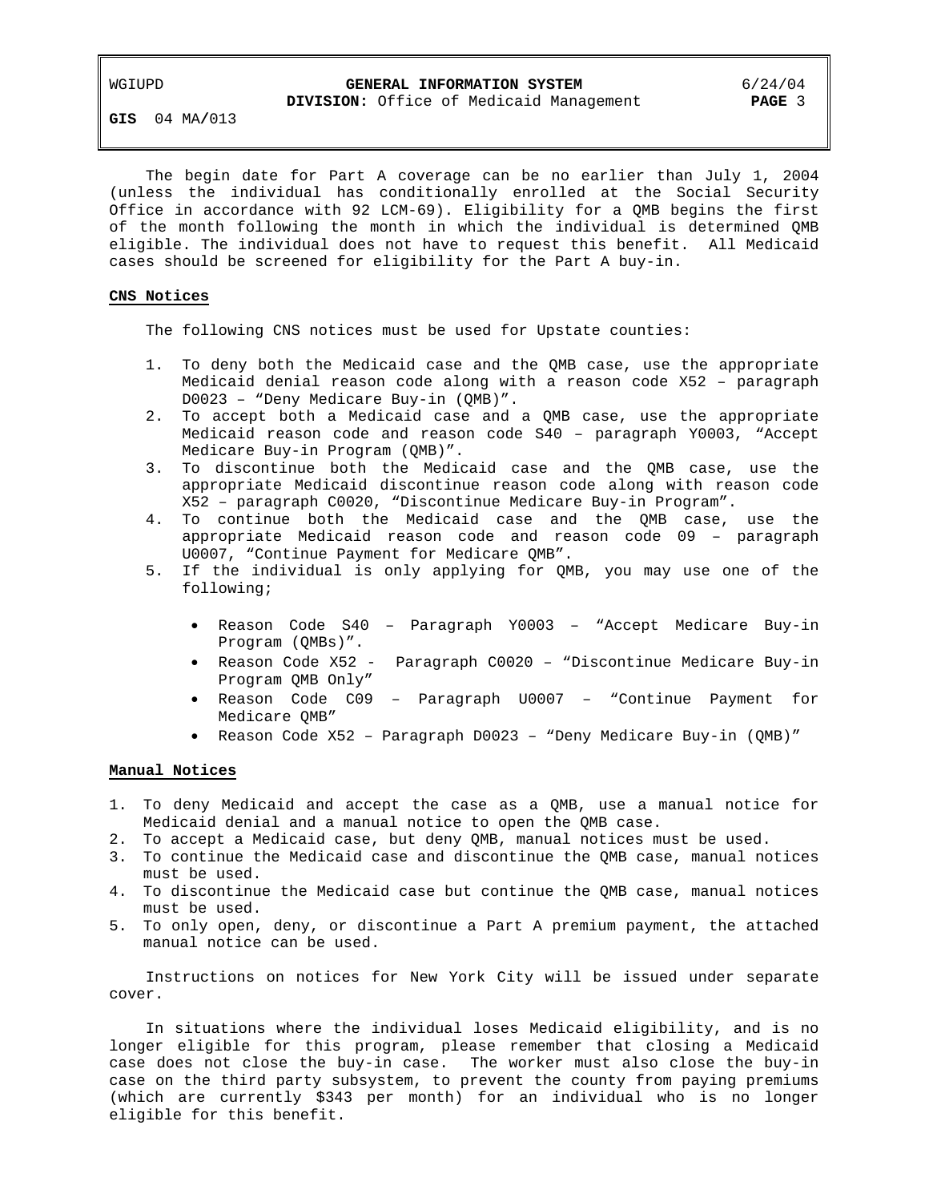The begin date for Part A coverage can be no earlier than July 1, 2004 (unless the individual has conditionally enrolled at the Social Security Office in accordance with 92 LCM-69). Eligibility for a QMB begins the first of the month following the month in which the individual is determined QMB eligible. The individual does not have to request this benefit. All Medicaid cases should be screened for eligibility for the Part A buy-in.

**CNS Notices**

The following CNS notices must be used for Upstate counties:

1. To deny both the Medicaid case and the QMB case, use the appropriate Medicaid denial reason code along with a reason code X52 – paragraph D0023 – "Deny Medicare Buy-in (QMB)".
2. To accept both a Medicaid case and a QMB case, use the appropriate Medicaid reason code and reason code S40 – paragraph Y0003, "Accept Medicare Buy-in Program (QMB)".
3. To discontinue both the Medicaid case and the QMB case, use the appropriate Medicaid discontinue reason code along with reason code X52 – paragraph C0020, "Discontinue Medicare Buy-in Program".
4. To continue both the Medicaid case and the QMB case, use the appropriate Medicaid reason code and reason code 09 – paragraph U0007, "Continue Payment for Medicare QMB".
5. If the individual is only applying for QMB, you may use one of the following;
   - Reason Code S40 – Paragraph Y0003 – "Accept Medicare Buy-in Program (QMBs)".
   - Reason Code X52 - Paragraph C0020 – "Discontinue Medicare Buy-in Program QMB Only"
   - Reason Code C09 – Paragraph U0007 – "Continue Payment for Medicare QMB"
   - Reason Code X52 – Paragraph D0023 – "Deny Medicare Buy-in (QMB)"

**Manual Notices**

1. To deny Medicaid and accept the case as a QMB, use a manual notice for Medicaid denial and a manual notice to open the QMB case.
2. To accept a Medicaid case, but deny QMB, manual notices must be used.
3. To continue the Medicaid case and discontinue the QMB case, manual notices must be used.
4. To discontinue the Medicaid case but continue the QMB case, manual notices must be used.
5. To only open, deny, or discontinue a Part A premium payment, the attached manual notice can be used.

Instructions on notices for New York City will be issued under separate cover.

In situations where the individual loses Medicaid eligibility, and is no longer eligible for this program, please remember that closing a Medicaid case does not close the buy-in case. The worker must also close the buy-in case on the third party subsystem, to prevent the county from paying premiums (which are currently $343 per month) for an individual who is no longer eligible for this benefit.